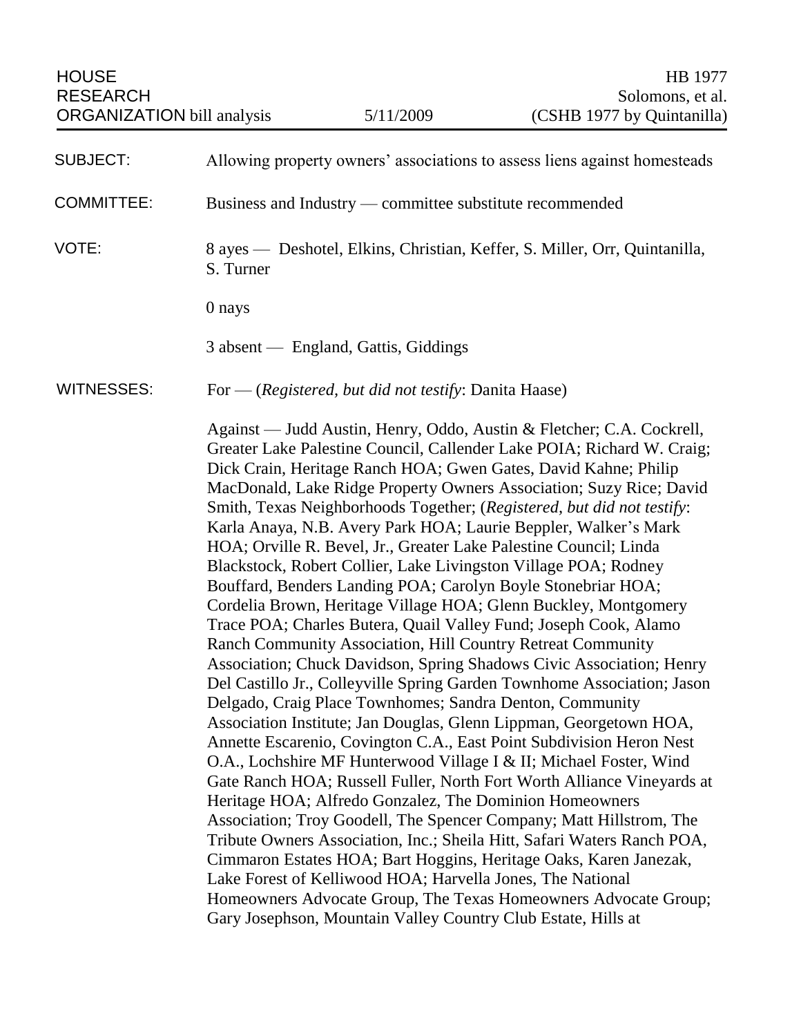HOUSE RESEARCH ORGANIZATION bill analysis | 5/11/2009 | HB 1977 Solomons, et al. (CSHB 1977 by Quintanilla)

**SUBJECT:** Allowing property owners' associations to assess liens against homesteads

**COMMITTEE:** Business and Industry — committee substitute recommended

**VOTE:** 8 ayes — Deshotel, Elkins, Christian, Keffer, S. Miller, Orr, Quintanilla, S. Turner

0 nays

3 absent — England, Gattis, Giddings

**WITNESSES:** For — (*Registered, but did not testify*: Danita Haase)

Against — Judd Austin, Henry, Oddo, Austin & Fletcher; C.A. Cockrell, Greater Lake Palestine Council, Callender Lake POIA; Richard W. Craig; Dick Crain, Heritage Ranch HOA; Gwen Gates, David Kahne; Philip MacDonald, Lake Ridge Property Owners Association; Suzy Rice; David Smith, Texas Neighborhoods Together; (*Registered, but did not testify*: Karla Anaya, N.B. Avery Park HOA; Laurie Beppler, Walker's Mark HOA; Orville R. Bevel, Jr., Greater Lake Palestine Council; Linda Blackstock, Robert Collier, Lake Livingston Village POA; Rodney Bouffard, Benders Landing POA; Carolyn Boyle Stonebriar HOA; Cordelia Brown, Heritage Village HOA; Glenn Buckley, Montgomery Trace POA; Charles Butera, Quail Valley Fund; Joseph Cook, Alamo Ranch Community Association, Hill Country Retreat Community Association; Chuck Davidson, Spring Shadows Civic Association; Henry Del Castillo Jr., Colleyville Spring Garden Townhome Association; Jason Delgado, Craig Place Townhomes; Sandra Denton, Community Association Institute; Jan Douglas, Glenn Lippman, Georgetown HOA, Annette Escarenio, Covington C.A., East Point Subdivision Heron Nest O.A., Lochshire MF Hunterwood Village I & II; Michael Foster, Wind Gate Ranch HOA; Russell Fuller, North Fort Worth Alliance Vineyards at Heritage HOA; Alfredo Gonzalez, The Dominion Homeowners Association; Troy Goodell, The Spencer Company; Matt Hillstrom, The Tribute Owners Association, Inc.; Sheila Hitt, Safari Waters Ranch POA, Cimmaron Estates HOA; Bart Hoggins, Heritage Oaks, Karen Janezak, Lake Forest of Kelliwood HOA; Harvella Jones, The National Homeowners Advocate Group, The Texas Homeowners Advocate Group; Gary Josephson, Mountain Valley Country Club Estate, Hills at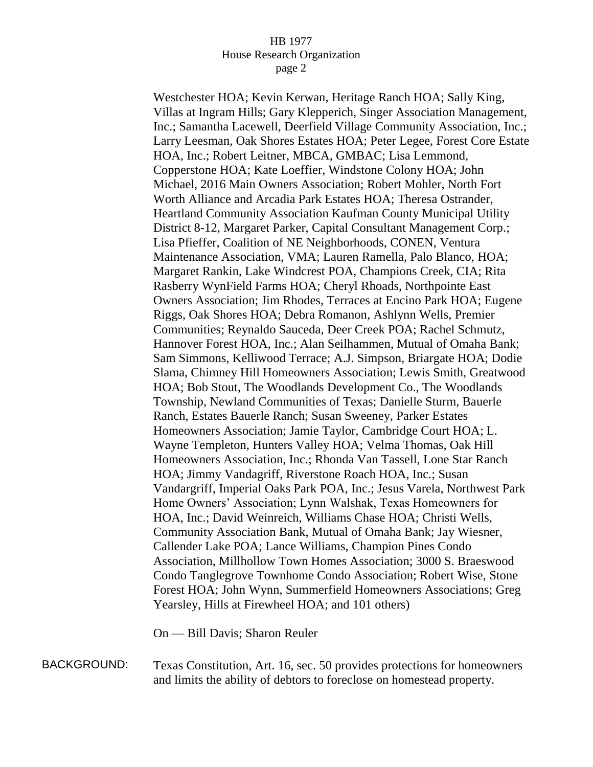Westchester HOA; Kevin Kerwan, Heritage Ranch HOA; Sally King, Villas at Ingram Hills; Gary Klepperich, Singer Association Management, Inc.; Samantha Lacewell, Deerfield Village Community Association, Inc.; Larry Leesman, Oak Shores Estates HOA; Peter Legee, Forest Core Estate HOA, Inc.; Robert Leitner, MBCA, GMBAC; Lisa Lemmond, Copperstone HOA; Kate Loeffier, Windstone Colony HOA; John Michael, 2016 Main Owners Association; Robert Mohler, North Fort Worth Alliance and Arcadia Park Estates HOA; Theresa Ostrander, Heartland Community Association Kaufman County Municipal Utility District 8-12, Margaret Parker, Capital Consultant Management Corp.; Lisa Pfieffer, Coalition of NE Neighborhoods, CONEN, Ventura Maintenance Association, VMA; Lauren Ramella, Palo Blanco, HOA; Margaret Rankin, Lake Windcrest POA, Champions Creek, CIA; Rita Rasberry WynField Farms HOA; Cheryl Rhoads, Northpointe East Owners Association; Jim Rhodes, Terraces at Encino Park HOA; Eugene Riggs, Oak Shores HOA; Debra Romanon, Ashlynn Wells, Premier Communities; Reynaldo Sauceda, Deer Creek POA; Rachel Schmutz, Hannover Forest HOA, Inc.; Alan Seilhammen, Mutual of Omaha Bank; Sam Simmons, Kelliwood Terrace; A.J. Simpson, Briargate HOA; Dodie Slama, Chimney Hill Homeowners Association; Lewis Smith, Greatwood HOA; Bob Stout, The Woodlands Development Co., The Woodlands Township, Newland Communities of Texas; Danielle Sturm, Bauerle Ranch, Estates Bauerle Ranch; Susan Sweeney, Parker Estates Homeowners Association; Jamie Taylor, Cambridge Court HOA; L. Wayne Templeton, Hunters Valley HOA; Velma Thomas, Oak Hill Homeowners Association, Inc.; Rhonda Van Tassell, Lone Star Ranch HOA; Jimmy Vandagriff, Riverstone Roach HOA, Inc.; Susan Vandargriff, Imperial Oaks Park POA, Inc.; Jesus Varela, Northwest Park Home Owners' Association; Lynn Walshak, Texas Homeowners for HOA, Inc.; David Weinreich, Williams Chase HOA; Christi Wells, Community Association Bank, Mutual of Omaha Bank; Jay Wiesner, Callender Lake POA; Lance Williams, Champion Pines Condo Association, Millhollow Town Homes Association; 3000 S. Braeswood Condo Tanglegrove Townhome Condo Association; Robert Wise, Stone Forest HOA; John Wynn, Summerfield Homeowners Associations; Greg Yearsley, Hills at Firewheel HOA; and 101 others)

On — Bill Davis; Sharon Reuler

BACKGROUND: Texas Constitution, Art. 16, sec. 50 provides protections for homeowners and limits the ability of debtors to foreclose on homestead property.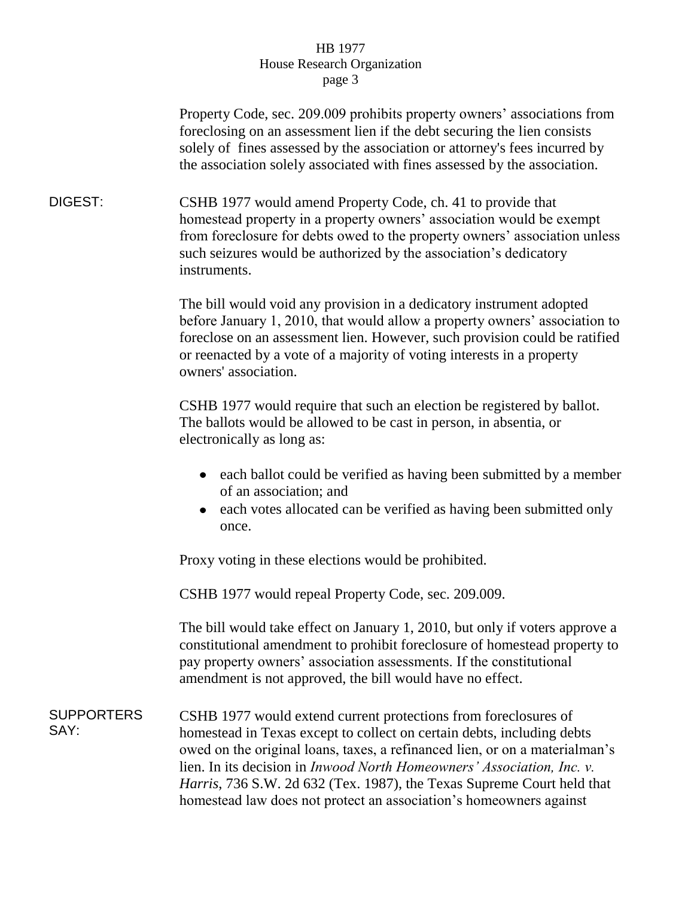Property Code, sec. 209.009 prohibits property owners' associations from foreclosing on an assessment lien if the debt securing the lien consists solely of fines assessed by the association or attorney's fees incurred by the association solely associated with fines assessed by the association.

**DIGEST:** CSHB 1977 would amend Property Code, ch. 41 to provide that homestead property in a property owners' association would be exempt from foreclosure for debts owed to the property owners' association unless such seizures would be authorized by the association's dedicatory instruments.

The bill would void any provision in a dedicatory instrument adopted before January 1, 2010, that would allow a property owners' association to foreclose on an assessment lien. However, such provision could be ratified or reenacted by a vote of a majority of voting interests in a property owners' association.

CSHB 1977 would require that such an election be registered by ballot. The ballots would be allowed to be cast in person, in absentia, or electronically as long as:

- each ballot could be verified as having been submitted by a member of an association; and
- each votes allocated can be verified as having been submitted only once.

Proxy voting in these elections would be prohibited.

CSHB 1977 would repeal Property Code, sec. 209.009.

The bill would take effect on January 1, 2010, but only if voters approve a constitutional amendment to prohibit foreclosure of homestead property to pay property owners' association assessments. If the constitutional amendment is not approved, the bill would have no effect.

**SUPPORTERS SAY:** CSHB 1977 would extend current protections from foreclosures of homestead in Texas except to collect on certain debts, including debts owed on the original loans, taxes, a refinanced lien, or on a materialman's lien. In its decision in *Inwood North Homeowners' Association, Inc. v. Harris*, 736 S.W. 2d 632 (Tex. 1987), the Texas Supreme Court held that homestead law does not protect an association's homeowners against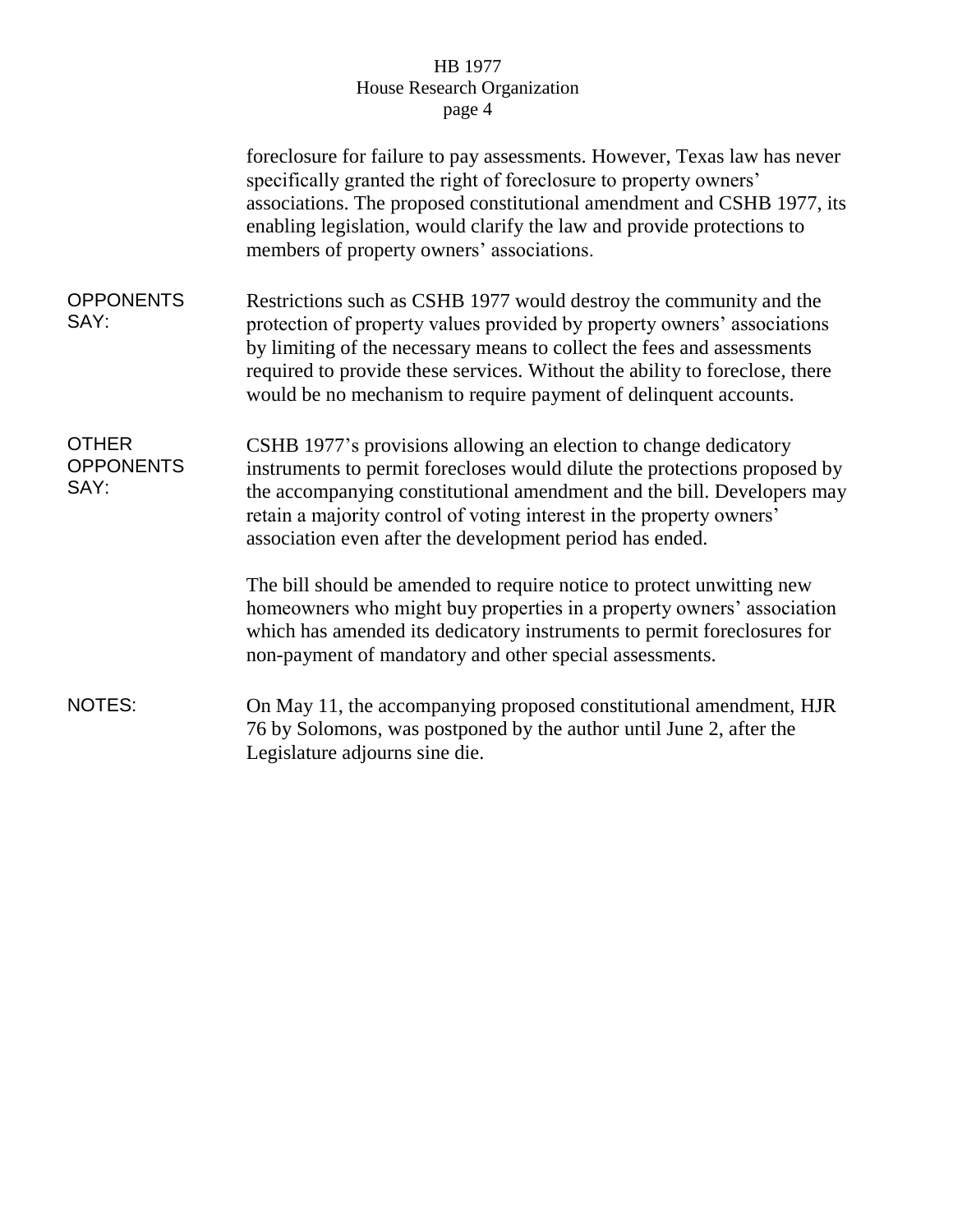foreclosure for failure to pay assessments. However, Texas law has never specifically granted the right of foreclosure to property owners' associations. The proposed constitutional amendment and CSHB 1977, its enabling legislation, would clarify the law and provide protections to members of property owners' associations.

**OPPONENTS SAY:**

Restrictions such as CSHB 1977 would destroy the community and the protection of property values provided by property owners' associations by limiting of the necessary means to collect the fees and assessments required to provide these services. Without the ability to foreclose, there would be no mechanism to require payment of delinquent accounts.

**OTHER OPPONENTS SAY:**

CSHB 1977's provisions allowing an election to change dedicatory instruments to permit forecloses would dilute the protections proposed by the accompanying constitutional amendment and the bill. Developers may retain a majority control of voting interest in the property owners' association even after the development period has ended.

The bill should be amended to require notice to protect unwitting new homeowners who might buy properties in a property owners' association which has amended its dedicatory instruments to permit foreclosures for non-payment of mandatory and other special assessments.

**NOTES:**

On May 11, the accompanying proposed constitutional amendment, HJR 76 by Solomons, was postponed by the author until June 2, after the Legislature adjourns sine die.